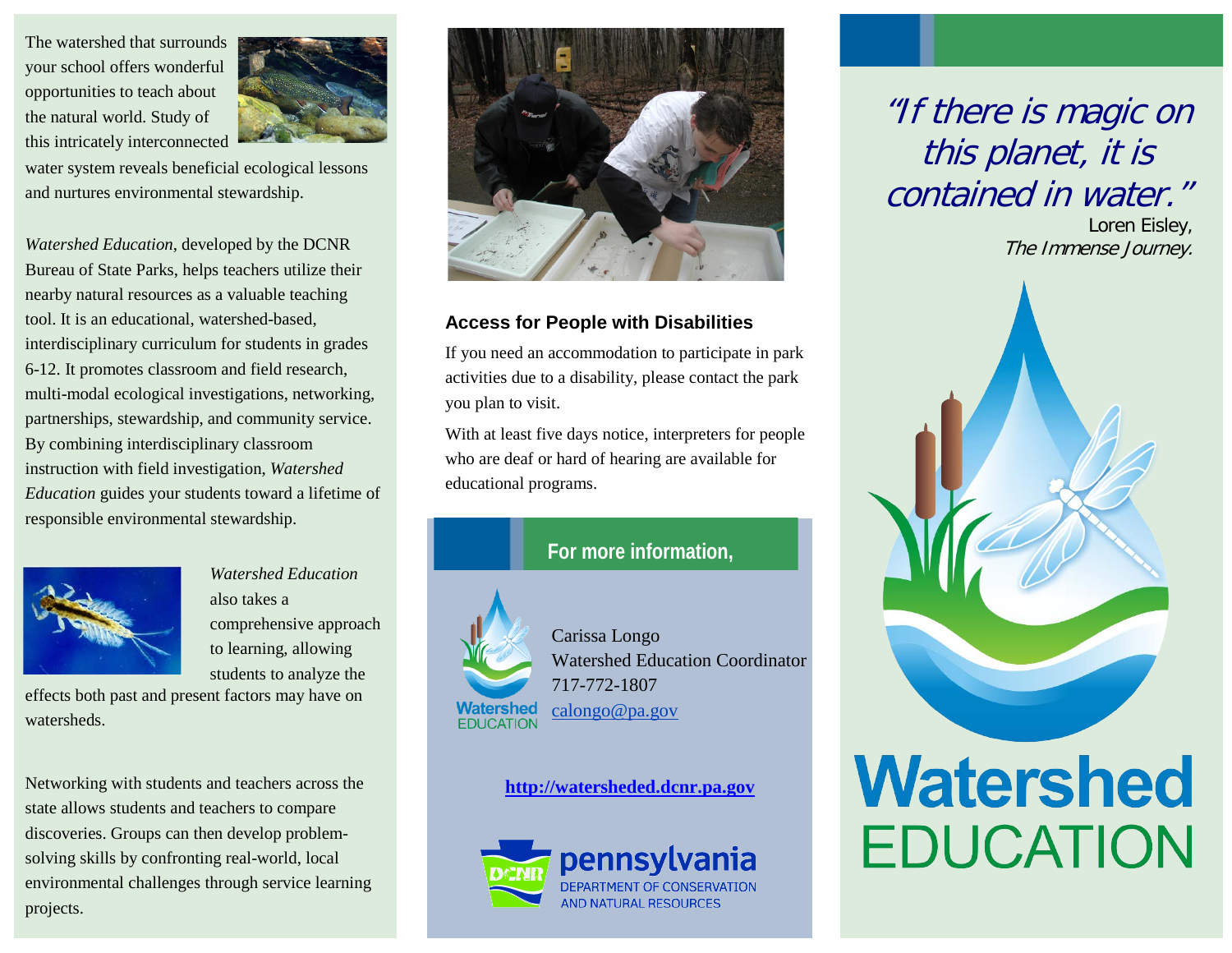The watershed that surrounds your school offers wonderful opportunities to teach about the natural world. Study of this intricately interconnected water system reveals beneficial ecological lessons and nurtures environmental stewardship.

*Watershed Education*, developed by the DCNR Bureau of State Parks, helps teachers utilize their nearby natural resources as a valuable teaching tool. It is an educational, watershed-based, interdisciplinary curriculum for students in grades 6-12. It promotes classroom and field research, multi-modal ecological investigations, networking, partnerships, stewardship, and community service. By combining interdisciplinary classroom instruction with field investigation, *Watershed Education* guides your students toward a lifetime of responsible environmental stewardship.

*Watershed Education* also takes a comprehensive approach to learning, allowing students to analyze the effects both past and present factors may have on watersheds.

Networking with students and teachers across the state allows students and teachers to compare discoveries. Groups can then develop problem-solving skills by confronting real-world, local environmental challenges through service learning projects.

## Access for People with Disabilities

If you need an accommodation to participate in park activities due to a disability, please contact the park you plan to visit.

With at least five days notice, interpreters for people who are deaf or hard of hearing are available for educational programs.

## For more information,

Watershed EDUCATION

Carissa Longo
Watershed Education Coordinator
717-772-1807
calongo@pa.gov

**http://watersheded.dcnr.pa.gov**

DCNR pennsylvania DEPARTMENT OF CONSERVATION AND NATURAL RESOURCES

*"If there is magic on this planet, it is contained in water."*
Loren Eisley,
*The Immense Journey.*

# Watershed EDUCATION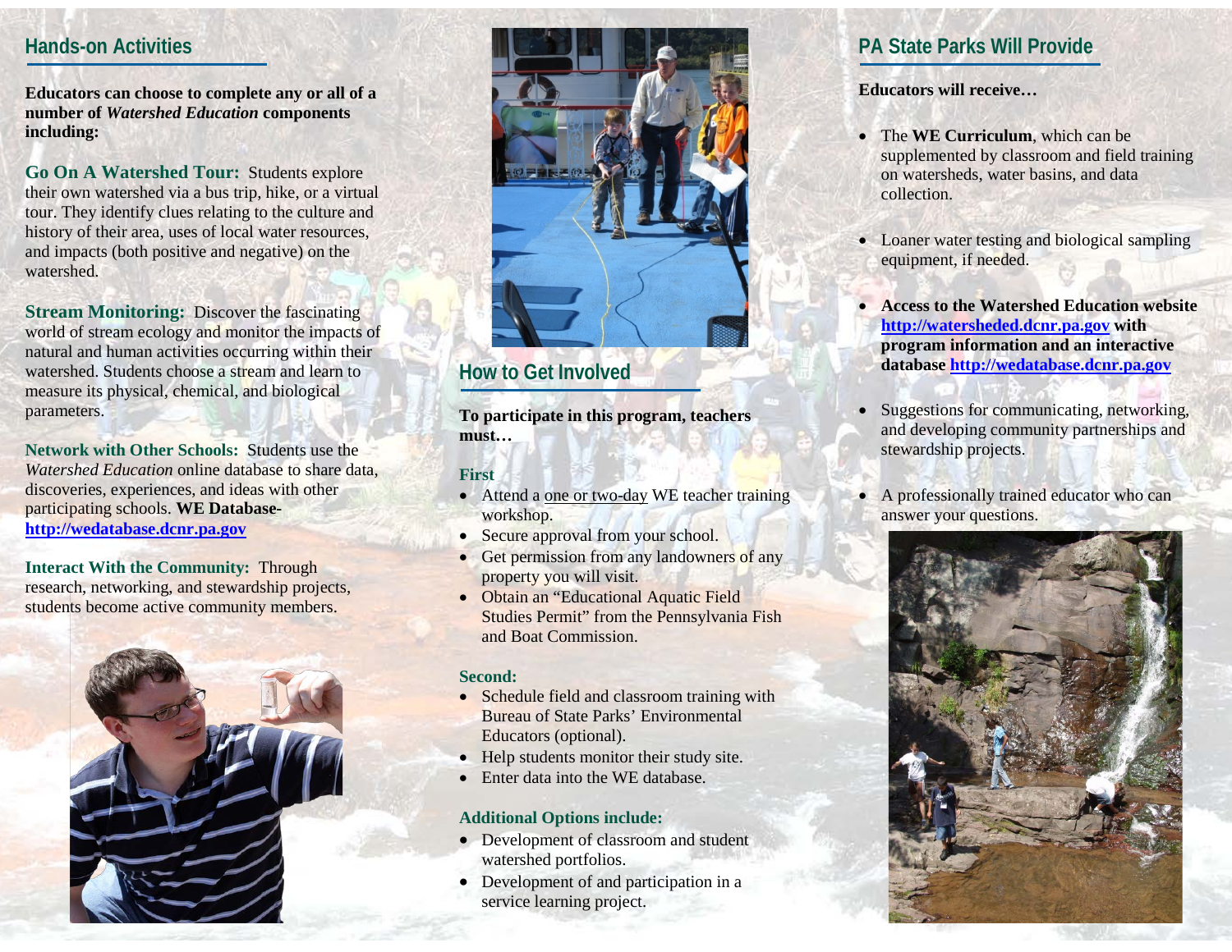## Hands-on Activities

**Educators can choose to complete any or all of a number of *Watershed Education* components including:**

**Go On A Watershed Tour:** Students explore their own watershed via a bus trip, hike, or a virtual tour. They identify clues relating to the culture and history of their area, uses of local water resources, and impacts (both positive and negative) on the watershed.

**Stream Monitoring:** Discover the fascinating world of stream ecology and monitor the impacts of natural and human activities occurring within their watershed. Students choose a stream and learn to measure its physical, chemical, and biological parameters.

**Network with Other Schools:** Students use the *Watershed Education* online database to share data, discoveries, experiences, and ideas with other participating schools. **WE Database- http://wedatabase.dcnr.pa.gov**

**Interact With the Community:** Through research, networking, and stewardship projects, students become active community members.

## How to Get Involved

**To participate in this program, teachers must…**

**First**

- Attend a one or two-day WE teacher training workshop.
- Secure approval from your school.
- Get permission from any landowners of any property you will visit.
- Obtain an "Educational Aquatic Field Studies Permit" from the Pennsylvania Fish and Boat Commission.

**Second:**

- Schedule field and classroom training with Bureau of State Parks' Environmental Educators (optional).
- Help students monitor their study site.
- Enter data into the WE database.

**Additional Options include:**

- Development of classroom and student watershed portfolios.
- Development of and participation in a service learning project.

## PA State Parks Will Provide

**Educators will receive…**

- The **WE Curriculum**, which can be supplemented by classroom and field training on watersheds, water basins, and data collection.
- Loaner water testing and biological sampling equipment, if needed.
- **Access to the Watershed Education website http://watersheded.dcnr.pa.gov with program information and an interactive database http://wedatabase.dcnr.pa.gov**
- Suggestions for communicating, networking, and developing community partnerships and stewardship projects.
- A professionally trained educator who can answer your questions.